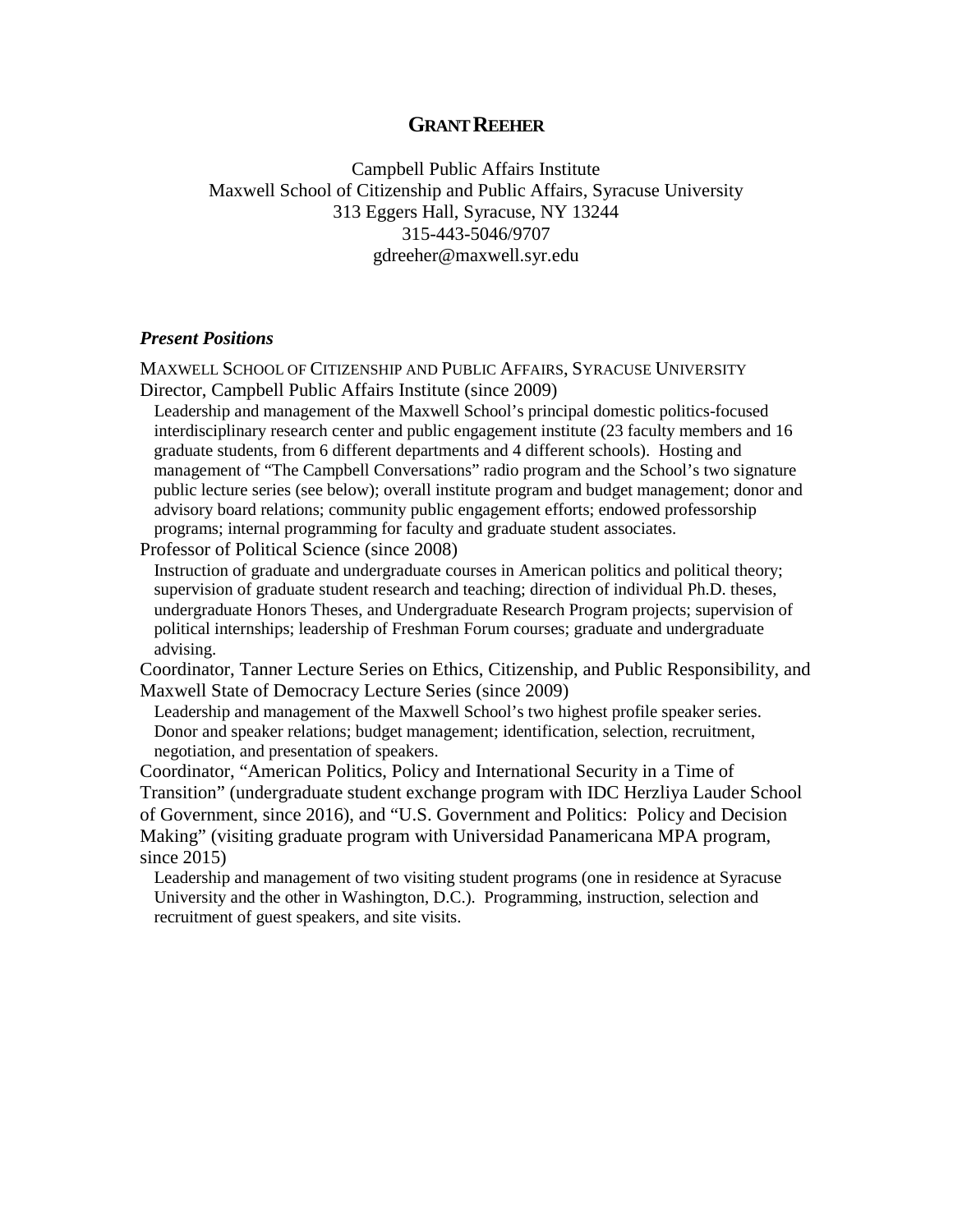# GRANT REEHER

Campbell Public Affairs Institute
Maxwell School of Citizenship and Public Affairs, Syracuse University
313 Eggers Hall, Syracuse, NY 13244
315-443-5046/9707
gdreeher@maxwell.syr.edu

### *Present Positions*

MAXWELL SCHOOL OF CITIZENSHIP AND PUBLIC AFFAIRS, SYRACUSE UNIVERSITY

Director, Campbell Public Affairs Institute (since 2009)

Leadership and management of the Maxwell School's principal domestic politics-focused interdisciplinary research center and public engagement institute (23 faculty members and 16 graduate students, from 6 different departments and 4 different schools). Hosting and management of "The Campbell Conversations" radio program and the School's two signature public lecture series (see below); overall institute program and budget management; donor and advisory board relations; community public engagement efforts; endowed professorship programs; internal programming for faculty and graduate student associates.

Professor of Political Science (since 2008)

Instruction of graduate and undergraduate courses in American politics and political theory; supervision of graduate student research and teaching; direction of individual Ph.D. theses, undergraduate Honors Theses, and Undergraduate Research Program projects; supervision of political internships; leadership of Freshman Forum courses; graduate and undergraduate advising.

Coordinator, Tanner Lecture Series on Ethics, Citizenship, and Public Responsibility, and Maxwell State of Democracy Lecture Series (since 2009)

Leadership and management of the Maxwell School's two highest profile speaker series. Donor and speaker relations; budget management; identification, selection, recruitment, negotiation, and presentation of speakers.

Coordinator, "American Politics, Policy and International Security in a Time of Transition" (undergraduate student exchange program with IDC Herzliya Lauder School of Government, since 2016), and "U.S. Government and Politics: Policy and Decision Making" (visiting graduate program with Universidad Panamericana MPA program, since 2015)

Leadership and management of two visiting student programs (one in residence at Syracuse University and the other in Washington, D.C.). Programming, instruction, selection and recruitment of guest speakers, and site visits.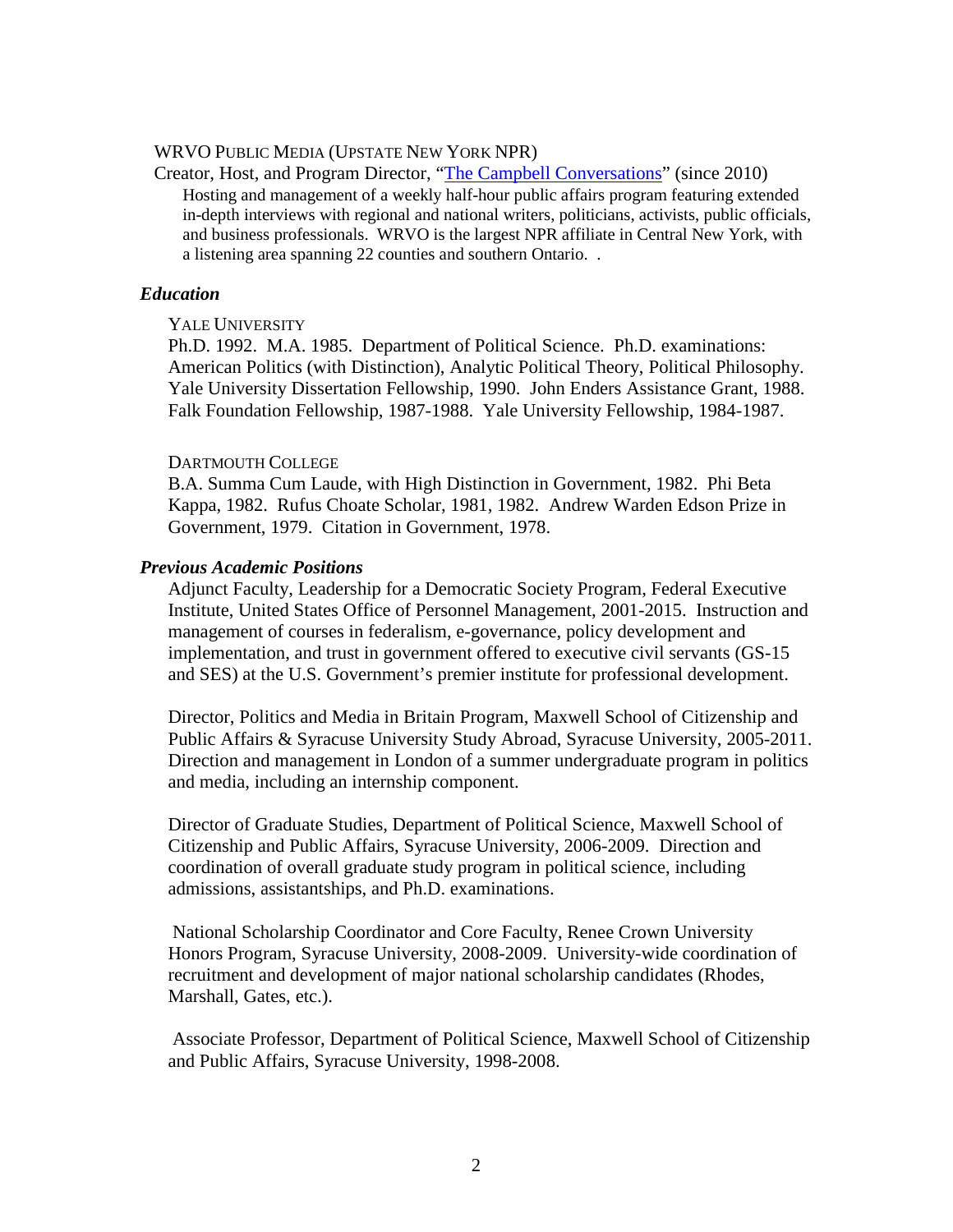WRVO PUBLIC MEDIA (UPSTATE NEW YORK NPR)

Creator, Host, and Program Director, "[The Campbell Conversations]" (since 2010)

Hosting and management of a weekly half-hour public affairs program featuring extended in-depth interviews with regional and national writers, politicians, activists, public officials, and business professionals. WRVO is the largest NPR affiliate in Central New York, with a listening area spanning 22 counties and southern Ontario. .

### *Education*

YALE UNIVERSITY

Ph.D. 1992. M.A. 1985. Department of Political Science. Ph.D. examinations: American Politics (with Distinction), Analytic Political Theory, Political Philosophy. Yale University Dissertation Fellowship, 1990. John Enders Assistance Grant, 1988. Falk Foundation Fellowship, 1987-1988. Yale University Fellowship, 1984-1987.

DARTMOUTH COLLEGE

B.A. Summa Cum Laude, with High Distinction in Government, 1982. Phi Beta Kappa, 1982. Rufus Choate Scholar, 1981, 1982. Andrew Warden Edson Prize in Government, 1979. Citation in Government, 1978.

### *Previous Academic Positions*

Adjunct Faculty, Leadership for a Democratic Society Program, Federal Executive Institute, United States Office of Personnel Management, 2001-2015. Instruction and management of courses in federalism, e-governance, policy development and implementation, and trust in government offered to executive civil servants (GS-15 and SES) at the U.S. Government's premier institute for professional development.

Director, Politics and Media in Britain Program, Maxwell School of Citizenship and Public Affairs & Syracuse University Study Abroad, Syracuse University, 2005-2011. Direction and management in London of a summer undergraduate program in politics and media, including an internship component.

Director of Graduate Studies, Department of Political Science, Maxwell School of Citizenship and Public Affairs, Syracuse University, 2006-2009. Direction and coordination of overall graduate study program in political science, including admissions, assistantships, and Ph.D. examinations.

National Scholarship Coordinator and Core Faculty, Renee Crown University Honors Program, Syracuse University, 2008-2009. University-wide coordination of recruitment and development of major national scholarship candidates (Rhodes, Marshall, Gates, etc.).

Associate Professor, Department of Political Science, Maxwell School of Citizenship and Public Affairs, Syracuse University, 1998-2008.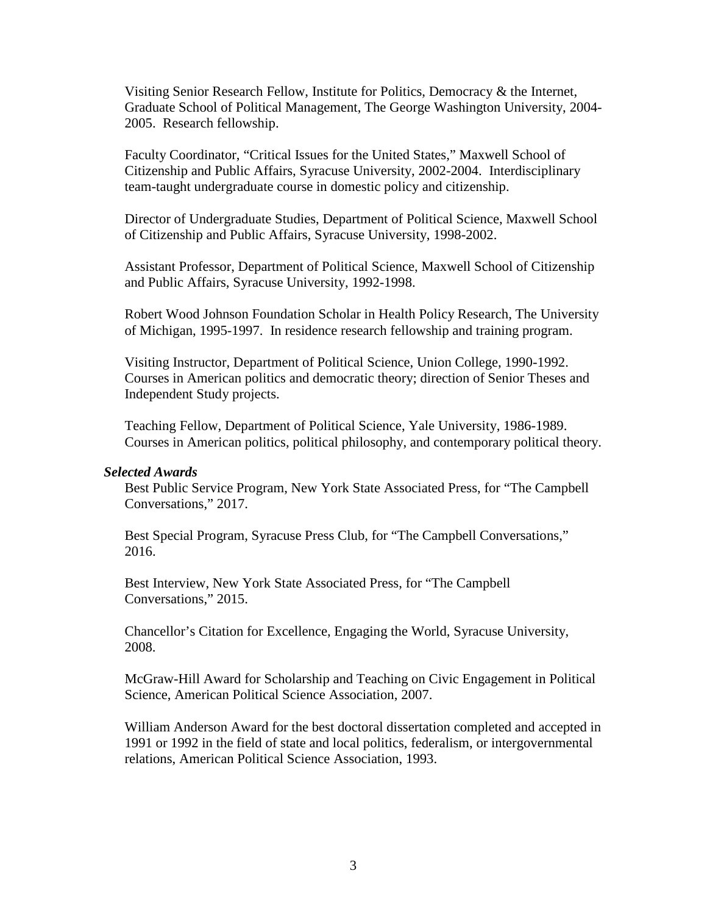Visiting Senior Research Fellow, Institute for Politics, Democracy & the Internet, Graduate School of Political Management, The George Washington University, 2004-2005. Research fellowship.

Faculty Coordinator, "Critical Issues for the United States," Maxwell School of Citizenship and Public Affairs, Syracuse University, 2002-2004. Interdisciplinary team-taught undergraduate course in domestic policy and citizenship.

Director of Undergraduate Studies, Department of Political Science, Maxwell School of Citizenship and Public Affairs, Syracuse University, 1998-2002.

Assistant Professor, Department of Political Science, Maxwell School of Citizenship and Public Affairs, Syracuse University, 1992-1998.

Robert Wood Johnson Foundation Scholar in Health Policy Research, The University of Michigan, 1995-1997. In residence research fellowship and training program.

Visiting Instructor, Department of Political Science, Union College, 1990-1992. Courses in American politics and democratic theory; direction of Senior Theses and Independent Study projects.

Teaching Fellow, Department of Political Science, Yale University, 1986-1989. Courses in American politics, political philosophy, and contemporary political theory.

***Selected Awards***

Best Public Service Program, New York State Associated Press, for "The Campbell Conversations," 2017.

Best Special Program, Syracuse Press Club, for "The Campbell Conversations," 2016.

Best Interview, New York State Associated Press, for "The Campbell Conversations," 2015.

Chancellor's Citation for Excellence, Engaging the World, Syracuse University, 2008.

McGraw-Hill Award for Scholarship and Teaching on Civic Engagement in Political Science, American Political Science Association, 2007.

William Anderson Award for the best doctoral dissertation completed and accepted in 1991 or 1992 in the field of state and local politics, federalism, or intergovernmental relations, American Political Science Association, 1993.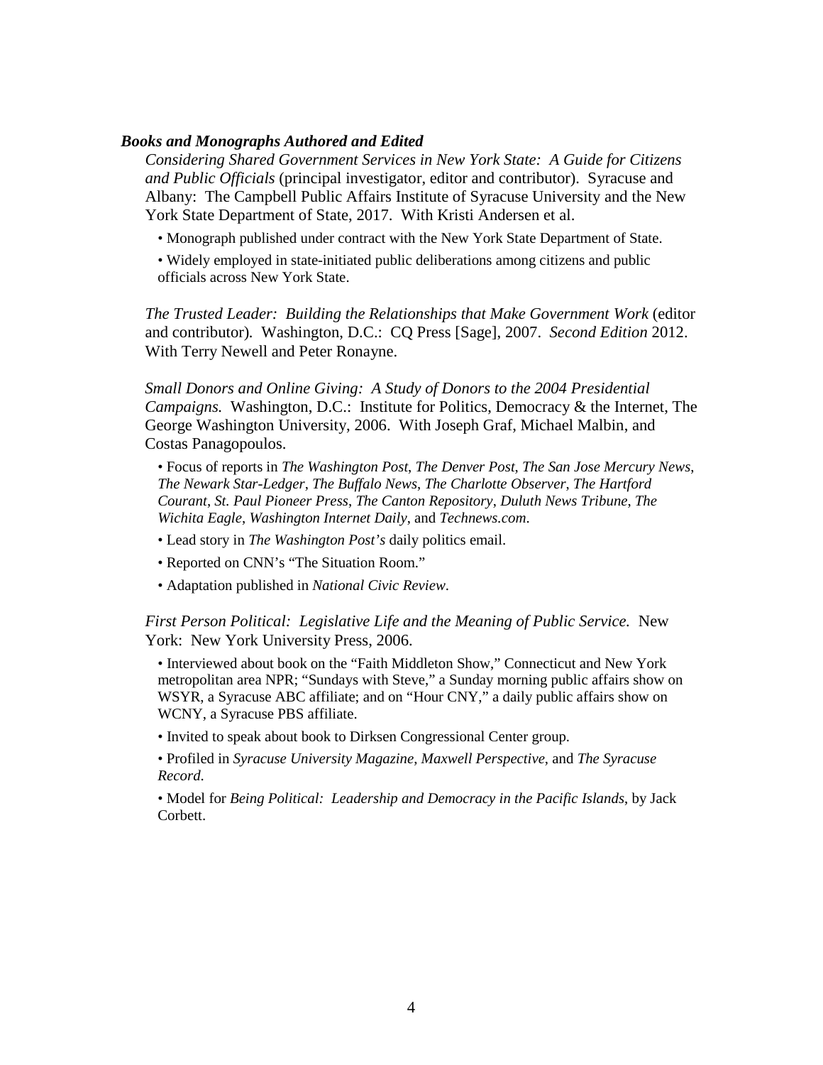### ***Books and Monographs Authored and Edited***

*Considering Shared Government Services in New York State: A Guide for Citizens and Public Officials* (principal investigator, editor and contributor). Syracuse and Albany: The Campbell Public Affairs Institute of Syracuse University and the New York State Department of State, 2017. With Kristi Andersen et al.

- Monograph published under contract with the New York State Department of State.
- Widely employed in state-initiated public deliberations among citizens and public officials across New York State.

*The Trusted Leader: Building the Relationships that Make Government Work* (editor and contributor). Washington, D.C.: CQ Press [Sage], 2007. *Second Edition* 2012. With Terry Newell and Peter Ronayne.

*Small Donors and Online Giving: A Study of Donors to the 2004 Presidential Campaigns.* Washington, D.C.: Institute for Politics, Democracy & the Internet, The George Washington University, 2006. With Joseph Graf, Michael Malbin, and Costas Panagopoulos.

- Focus of reports in *The Washington Post*, *The Denver Post*, *The San Jose Mercury News*, *The Newark Star-Ledger*, *The Buffalo News*, *The Charlotte Observer*, *The Hartford Courant*, *St. Paul Pioneer Press*, *The Canton Repository*, *Duluth News Tribune*, *The Wichita Eagle*, *Washington Internet Daily*, and *Technews.com*.
- Lead story in *The Washington Post's* daily politics email.
- Reported on CNN's "The Situation Room."
- Adaptation published in *National Civic Review*.

*First Person Political: Legislative Life and the Meaning of Public Service.* New York: New York University Press, 2006.

- Interviewed about book on the "Faith Middleton Show," Connecticut and New York metropolitan area NPR; "Sundays with Steve," a Sunday morning public affairs show on WSYR, a Syracuse ABC affiliate; and on "Hour CNY," a daily public affairs show on WCNY, a Syracuse PBS affiliate.
- Invited to speak about book to Dirksen Congressional Center group.
- Profiled in *Syracuse University Magazine*, *Maxwell Perspective*, and *The Syracuse Record*.
- Model for *Being Political: Leadership and Democracy in the Pacific Islands*, by Jack Corbett.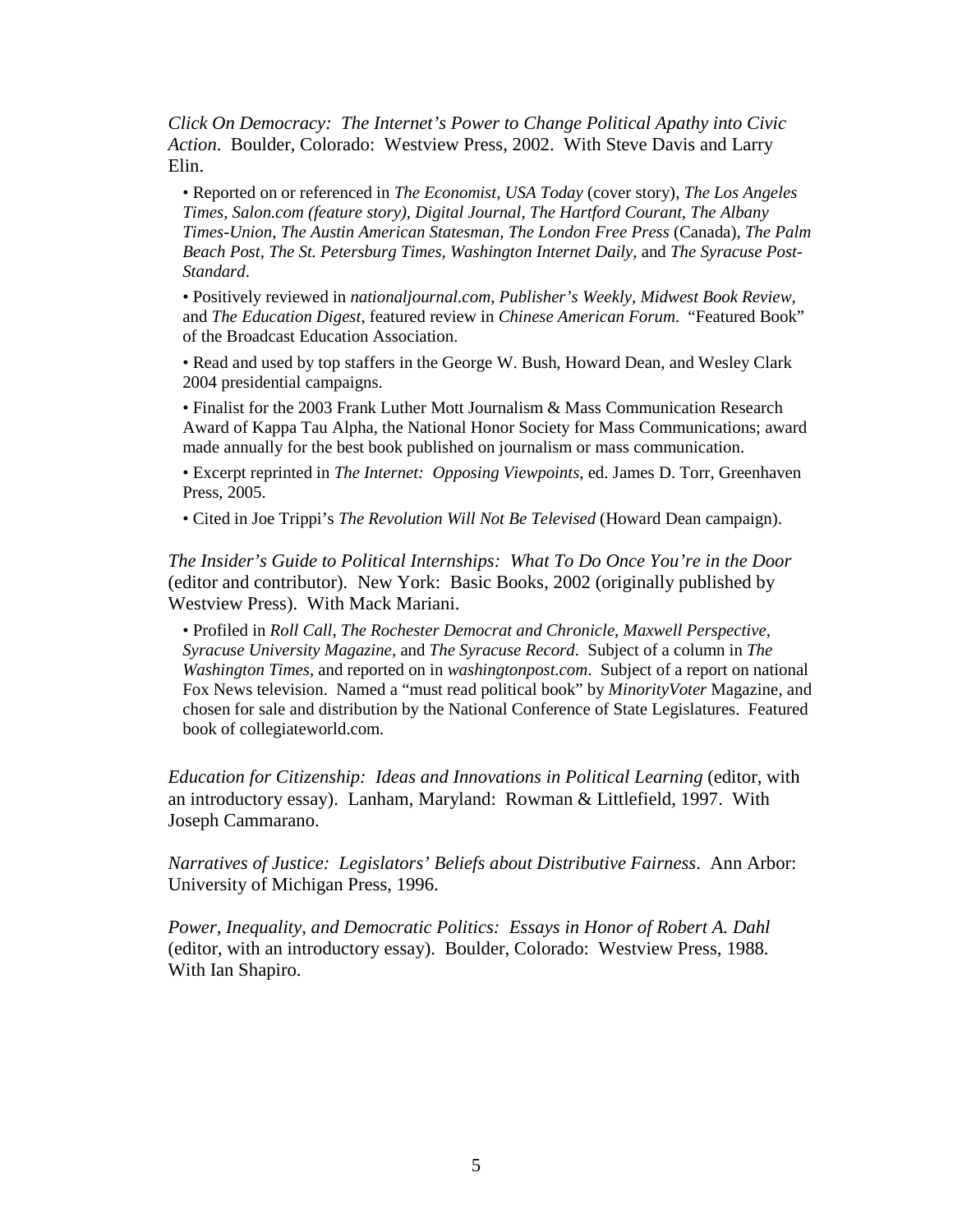*Click On Democracy: The Internet's Power to Change Political Apathy into Civic Action*. Boulder, Colorado: Westview Press, 2002. With Steve Davis and Larry Elin.

- Reported on or referenced in *The Economist*, *USA Today* (cover story), *The Los Angeles Times, Salon.com (feature story), Digital Journal, The Hartford Courant, The Albany Times-Union, The Austin American Statesman, The London Free Press* (Canada), *The Palm Beach Post, The St. Petersburg Times, Washington Internet Daily,* and *The Syracuse Post-Standard*.
- Positively reviewed in *nationaljournal.com*, *Publisher's Weekly, Midwest Book Review,* and *The Education Digest*, featured review in *Chinese American Forum*. "Featured Book" of the Broadcast Education Association.
- Read and used by top staffers in the George W. Bush, Howard Dean, and Wesley Clark 2004 presidential campaigns.
- Finalist for the 2003 Frank Luther Mott Journalism & Mass Communication Research Award of Kappa Tau Alpha, the National Honor Society for Mass Communications; award made annually for the best book published on journalism or mass communication.
- Excerpt reprinted in *The Internet: Opposing Viewpoints*, ed. James D. Torr, Greenhaven Press, 2005.
- Cited in Joe Trippi's *The Revolution Will Not Be Televised* (Howard Dean campaign).

*The Insider's Guide to Political Internships: What To Do Once You're in the Door* (editor and contributor). New York: Basic Books, 2002 (originally published by Westview Press). With Mack Mariani.

- Profiled in *Roll Call, The Rochester Democrat and Chronicle, Maxwell Perspective, Syracuse University Magazine,* and *The Syracuse Record*. Subject of a column in *The Washington Times*, and reported on in *washingtonpost.com*. Subject of a report on national Fox News television. Named a "must read political book" by *MinorityVoter* Magazine, and chosen for sale and distribution by the National Conference of State Legislatures. Featured book of collegiateworld.com.

*Education for Citizenship: Ideas and Innovations in Political Learning* (editor, with an introductory essay). Lanham, Maryland: Rowman & Littlefield, 1997. With Joseph Cammarano.

*Narratives of Justice: Legislators' Beliefs about Distributive Fairness*. Ann Arbor: University of Michigan Press, 1996.

*Power, Inequality, and Democratic Politics: Essays in Honor of Robert A. Dahl* (editor, with an introductory essay). Boulder, Colorado: Westview Press, 1988. With Ian Shapiro.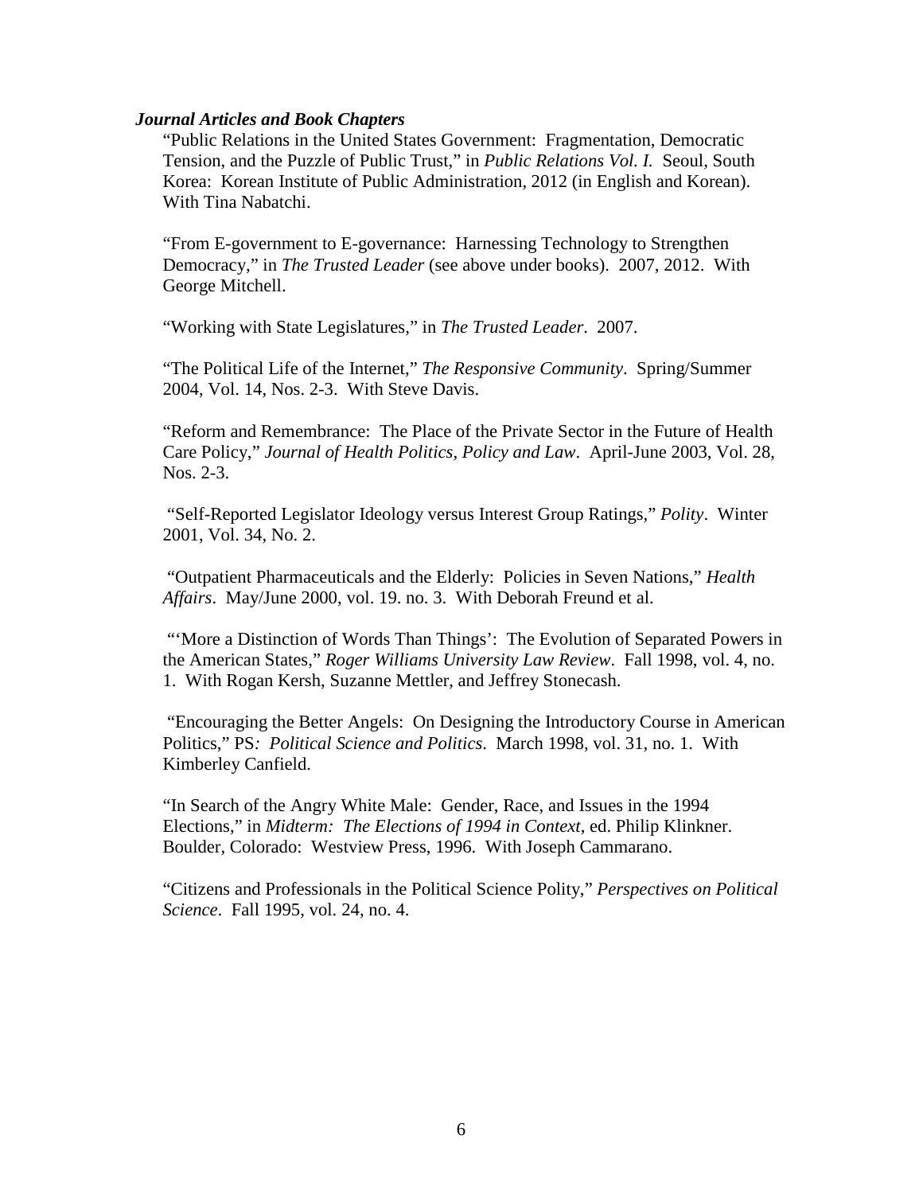***Journal Articles and Book Chapters***

"Public Relations in the United States Government: Fragmentation, Democratic Tension, and the Puzzle of Public Trust," in *Public Relations Vol. I.* Seoul, South Korea: Korean Institute of Public Administration, 2012 (in English and Korean). With Tina Nabatchi.

"From E-government to E-governance: Harnessing Technology to Strengthen Democracy," in *The Trusted Leader* (see above under books). 2007, 2012. With George Mitchell.

"Working with State Legislatures," in *The Trusted Leader*. 2007.

"The Political Life of the Internet," *The Responsive Community*. Spring/Summer 2004, Vol. 14, Nos. 2-3. With Steve Davis.

"Reform and Remembrance: The Place of the Private Sector in the Future of Health Care Policy," *Journal of Health Politics, Policy and Law*. April-June 2003, Vol. 28, Nos. 2-3.

"Self-Reported Legislator Ideology versus Interest Group Ratings," *Polity*. Winter 2001, Vol. 34, No. 2.

"Outpatient Pharmaceuticals and the Elderly: Policies in Seven Nations," *Health Affairs*. May/June 2000, vol. 19. no. 3. With Deborah Freund et al.

"'More a Distinction of Words Than Things': The Evolution of Separated Powers in the American States," *Roger Williams University Law Review*. Fall 1998, vol. 4, no. 1. With Rogan Kersh, Suzanne Mettler, and Jeffrey Stonecash.

"Encouraging the Better Angels: On Designing the Introductory Course in American Politics," PS*: Political Science and Politics*. March 1998, vol. 31, no. 1. With Kimberley Canfield.

"In Search of the Angry White Male: Gender, Race, and Issues in the 1994 Elections," in *Midterm: The Elections of 1994 in Context*, ed. Philip Klinkner. Boulder, Colorado: Westview Press, 1996. With Joseph Cammarano.

"Citizens and Professionals in the Political Science Polity," *Perspectives on Political Science*. Fall 1995, vol. 24, no. 4.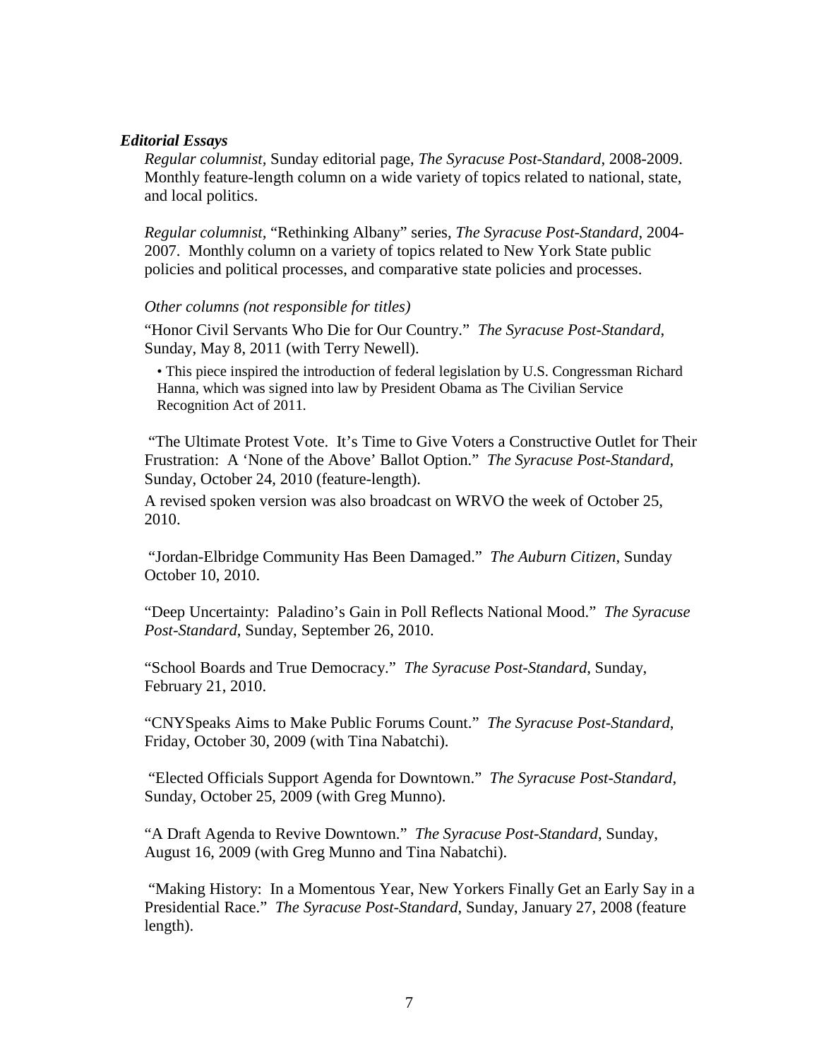### ***Editorial Essays***

*Regular columnist*, Sunday editorial page, *The Syracuse Post-Standard*, 2008-2009. Monthly feature-length column on a wide variety of topics related to national, state, and local politics.

*Regular columnist*, "Rethinking Albany" series, *The Syracuse Post-Standard*, 2004-2007. Monthly column on a variety of topics related to New York State public policies and political processes, and comparative state policies and processes.

*Other columns (not responsible for titles)*

"Honor Civil Servants Who Die for Our Country." *The Syracuse Post-Standard*, Sunday, May 8, 2011 (with Terry Newell).

- This piece inspired the introduction of federal legislation by U.S. Congressman Richard Hanna, which was signed into law by President Obama as The Civilian Service Recognition Act of 2011.

"The Ultimate Protest Vote. It's Time to Give Voters a Constructive Outlet for Their Frustration: A 'None of the Above' Ballot Option." *The Syracuse Post-Standard*, Sunday, October 24, 2010 (feature-length).

A revised spoken version was also broadcast on WRVO the week of October 25, 2010.

"Jordan-Elbridge Community Has Been Damaged." *The Auburn Citizen*, Sunday October 10, 2010.

"Deep Uncertainty: Paladino's Gain in Poll Reflects National Mood." *The Syracuse Post-Standard*, Sunday, September 26, 2010.

"School Boards and True Democracy." *The Syracuse Post-Standard,* Sunday, February 21, 2010.

"CNYSpeaks Aims to Make Public Forums Count." *The Syracuse Post-Standard*, Friday, October 30, 2009 (with Tina Nabatchi).

"Elected Officials Support Agenda for Downtown." *The Syracuse Post-Standard*, Sunday, October 25, 2009 (with Greg Munno).

"A Draft Agenda to Revive Downtown." *The Syracuse Post-Standard*, Sunday, August 16, 2009 (with Greg Munno and Tina Nabatchi).

"Making History: In a Momentous Year, New Yorkers Finally Get an Early Say in a Presidential Race." *The Syracuse Post-Standard*, Sunday, January 27, 2008 (feature length).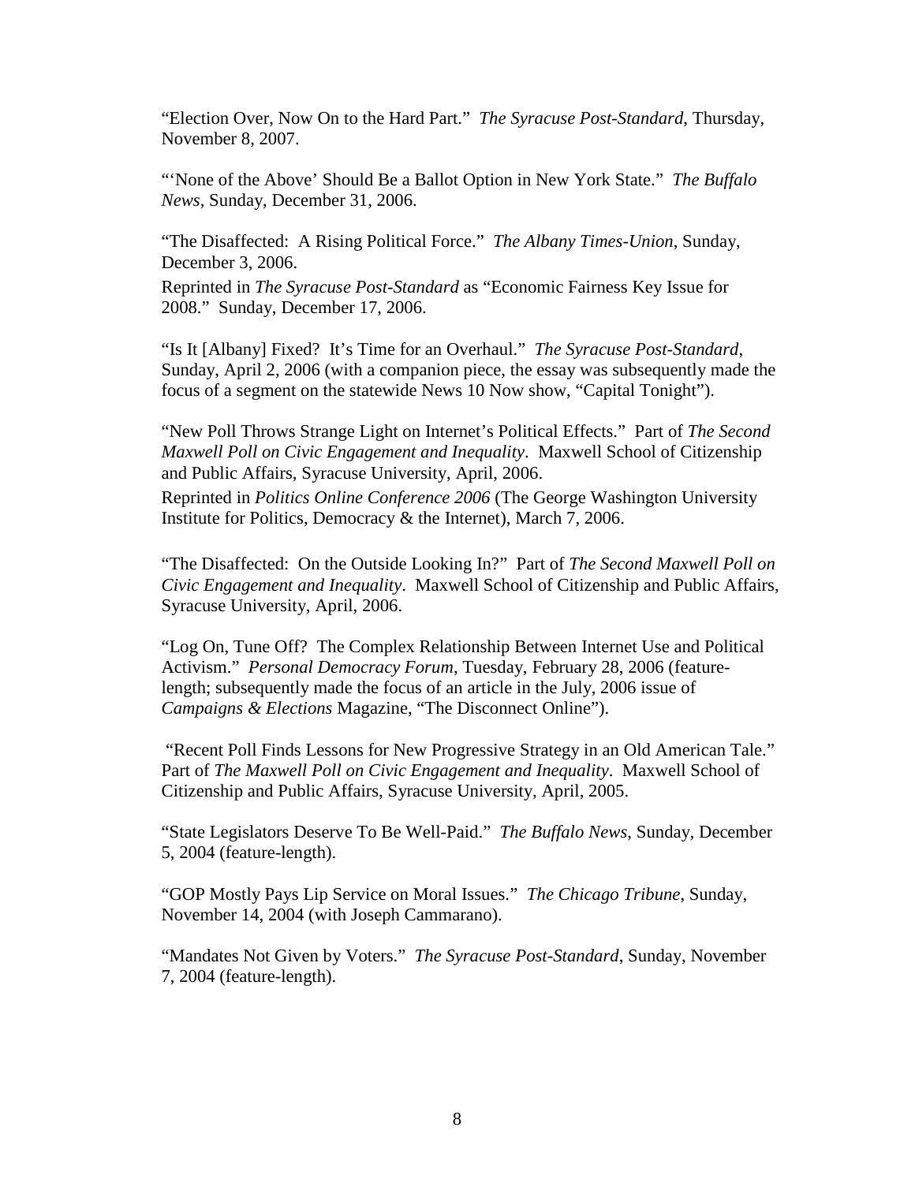"Election Over, Now On to the Hard Part." *The Syracuse Post-Standard*, Thursday, November 8, 2007.

"'None of the Above' Should Be a Ballot Option in New York State." *The Buffalo News*, Sunday, December 31, 2006.

"The Disaffected: A Rising Political Force." *The Albany Times-Union*, Sunday, December 3, 2006.

Reprinted in *The Syracuse Post-Standard* as "Economic Fairness Key Issue for 2008." Sunday, December 17, 2006.

"Is It [Albany] Fixed? It's Time for an Overhaul." *The Syracuse Post-Standard*, Sunday, April 2, 2006 (with a companion piece, the essay was subsequently made the focus of a segment on the statewide News 10 Now show, "Capital Tonight").

"New Poll Throws Strange Light on Internet's Political Effects." Part of *The Second Maxwell Poll on Civic Engagement and Inequality*. Maxwell School of Citizenship and Public Affairs, Syracuse University, April, 2006.

Reprinted in *Politics Online Conference 2006* (The George Washington University Institute for Politics, Democracy & the Internet), March 7, 2006.

"The Disaffected: On the Outside Looking In?" Part of *The Second Maxwell Poll on Civic Engagement and Inequality*. Maxwell School of Citizenship and Public Affairs, Syracuse University, April, 2006.

"Log On, Tune Off? The Complex Relationship Between Internet Use and Political Activism." *Personal Democracy Forum*, Tuesday, February 28, 2006 (feature-length; subsequently made the focus of an article in the July, 2006 issue of *Campaigns & Elections* Magazine, "The Disconnect Online").

"Recent Poll Finds Lessons for New Progressive Strategy in an Old American Tale." Part of *The Maxwell Poll on Civic Engagement and Inequality*. Maxwell School of Citizenship and Public Affairs, Syracuse University, April, 2005.

"State Legislators Deserve To Be Well-Paid." *The Buffalo News*, Sunday, December 5, 2004 (feature-length).

"GOP Mostly Pays Lip Service on Moral Issues." *The Chicago Tribune*, Sunday, November 14, 2004 (with Joseph Cammarano).

"Mandates Not Given by Voters." *The Syracuse Post-Standard*, Sunday, November 7, 2004 (feature-length).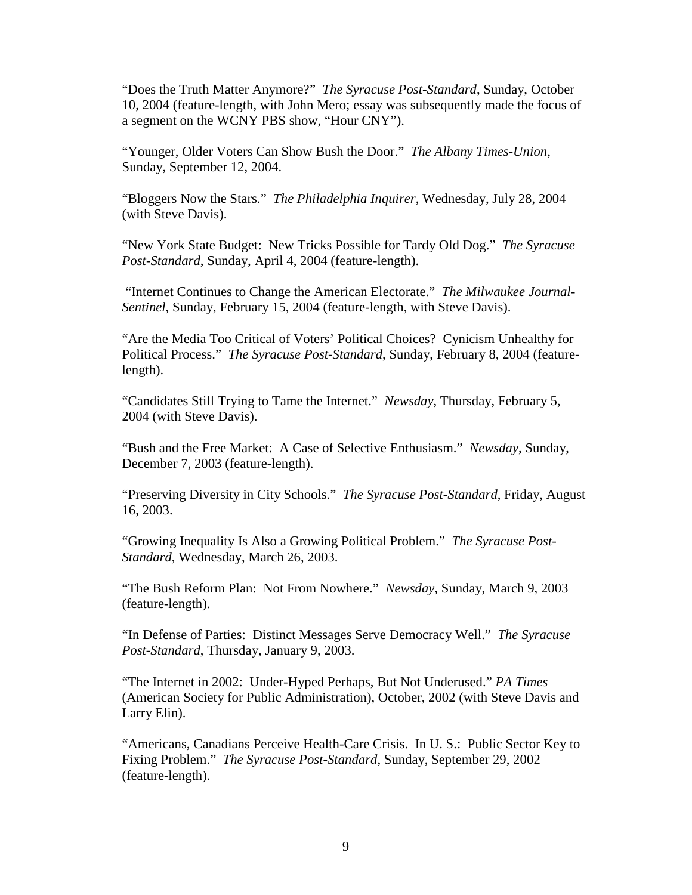"Does the Truth Matter Anymore?" *The Syracuse Post-Standard*, Sunday, October 10, 2004 (feature-length, with John Mero; essay was subsequently made the focus of a segment on the WCNY PBS show, "Hour CNY").

"Younger, Older Voters Can Show Bush the Door." *The Albany Times-Union*, Sunday, September 12, 2004.

"Bloggers Now the Stars." *The Philadelphia Inquirer*, Wednesday, July 28, 2004 (with Steve Davis).

"New York State Budget: New Tricks Possible for Tardy Old Dog." *The Syracuse Post-Standard*, Sunday, April 4, 2004 (feature-length).

"Internet Continues to Change the American Electorate." *The Milwaukee Journal-Sentinel*, Sunday, February 15, 2004 (feature-length, with Steve Davis).

"Are the Media Too Critical of Voters' Political Choices? Cynicism Unhealthy for Political Process." *The Syracuse Post-Standard*, Sunday, February 8, 2004 (feature-length).

"Candidates Still Trying to Tame the Internet." *Newsday*, Thursday, February 5, 2004 (with Steve Davis).

"Bush and the Free Market: A Case of Selective Enthusiasm." *Newsday*, Sunday, December 7, 2003 (feature-length).

"Preserving Diversity in City Schools." *The Syracuse Post-Standard*, Friday, August 16, 2003.

"Growing Inequality Is Also a Growing Political Problem." *The Syracuse Post-Standard*, Wednesday, March 26, 2003.

"The Bush Reform Plan: Not From Nowhere." *Newsday*, Sunday, March 9, 2003 (feature-length).

"In Defense of Parties: Distinct Messages Serve Democracy Well." *The Syracuse Post-Standard*, Thursday, January 9, 2003.

"The Internet in 2002: Under-Hyped Perhaps, But Not Underused." *PA Times* (American Society for Public Administration), October, 2002 (with Steve Davis and Larry Elin).

"Americans, Canadians Perceive Health-Care Crisis. In U. S.: Public Sector Key to Fixing Problem." *The Syracuse Post-Standard*, Sunday, September 29, 2002 (feature-length).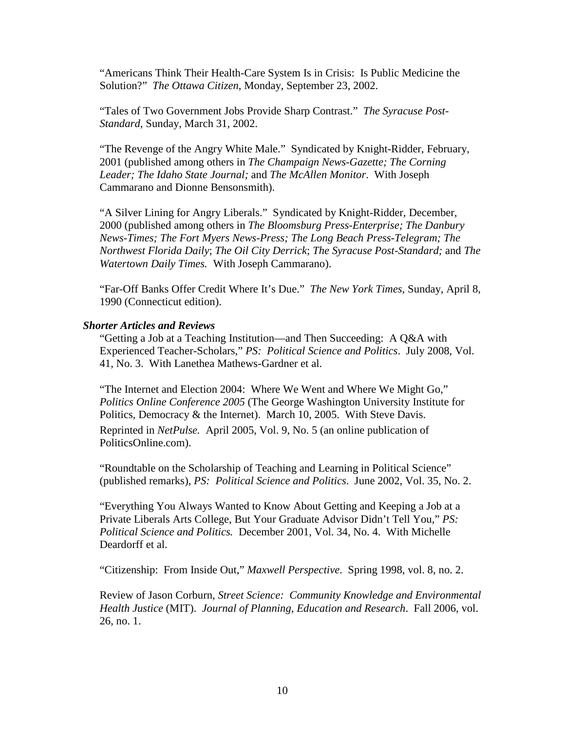"Americans Think Their Health-Care System Is in Crisis: Is Public Medicine the Solution?" *The Ottawa Citizen*, Monday, September 23, 2002.

"Tales of Two Government Jobs Provide Sharp Contrast." *The Syracuse Post-Standard*, Sunday, March 31, 2002.

"The Revenge of the Angry White Male." Syndicated by Knight-Ridder, February, 2001 (published among others in *The Champaign News-Gazette; The Corning Leader; The Idaho State Journal;* and *The McAllen Monitor*. With Joseph Cammarano and Dionne Bensonsmith).

"A Silver Lining for Angry Liberals." Syndicated by Knight-Ridder, December, 2000 (published among others in *The Bloomsburg Press-Enterprise; The Danbury News-Times; The Fort Myers News-Press; The Long Beach Press-Telegram; The Northwest Florida Daily*; *The Oil City Derrick*; *The Syracuse Post-Standard;* and *The Watertown Daily Times.* With Joseph Cammarano).

"Far-Off Banks Offer Credit Where It's Due." *The New York Times*, Sunday, April 8, 1990 (Connecticut edition).

***Shorter Articles and Reviews***

"Getting a Job at a Teaching Institution—and Then Succeeding: A Q&A with Experienced Teacher-Scholars," *PS: Political Science and Politics*. July 2008, Vol. 41, No. 3. With Lanethea Mathews-Gardner et al.

"The Internet and Election 2004: Where We Went and Where We Might Go," *Politics Online Conference 2005* (The George Washington University Institute for Politics, Democracy & the Internet). March 10, 2005. With Steve Davis. Reprinted in *NetPulse.* April 2005, Vol. 9, No. 5 (an online publication of PoliticsOnline.com).

"Roundtable on the Scholarship of Teaching and Learning in Political Science" (published remarks), *PS: Political Science and Politics*. June 2002, Vol. 35, No. 2.

"Everything You Always Wanted to Know About Getting and Keeping a Job at a Private Liberals Arts College, But Your Graduate Advisor Didn't Tell You," *PS: Political Science and Politics.* December 2001, Vol. 34, No. 4. With Michelle Deardorff et al.

"Citizenship: From Inside Out," *Maxwell Perspective*. Spring 1998, vol. 8, no. 2.

Review of Jason Corburn, *Street Science: Community Knowledge and Environmental Health Justice* (MIT). *Journal of Planning, Education and Research*. Fall 2006, vol. 26, no. 1.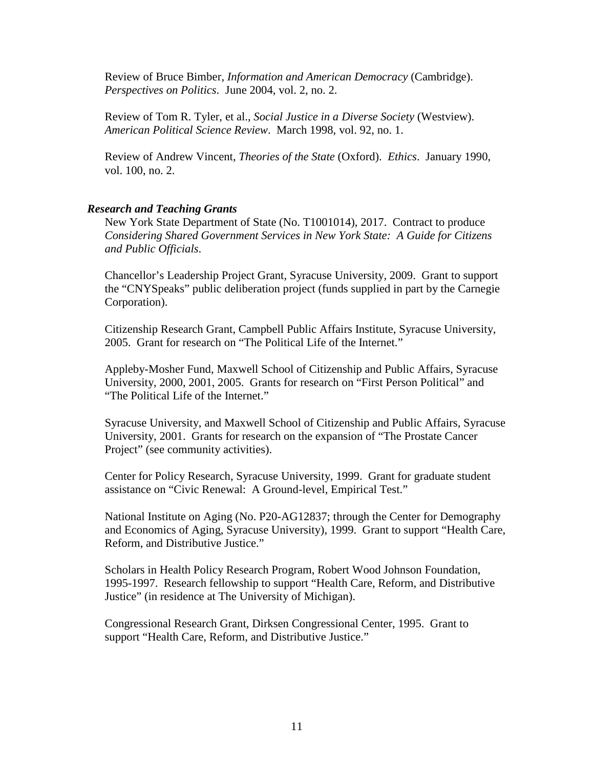Review of Bruce Bimber, *Information and American Democracy* (Cambridge). *Perspectives on Politics*. June 2004, vol. 2, no. 2.

Review of Tom R. Tyler, et al., *Social Justice in a Diverse Society* (Westview). *American Political Science Review*. March 1998, vol. 92, no. 1.

Review of Andrew Vincent, *Theories of the State* (Oxford). *Ethics*. January 1990, vol. 100, no. 2.

***Research and Teaching Grants***

New York State Department of State (No. T1001014), 2017. Contract to produce *Considering Shared Government Services in New York State: A Guide for Citizens and Public Officials*.

Chancellor's Leadership Project Grant, Syracuse University, 2009. Grant to support the "CNYSpeaks" public deliberation project (funds supplied in part by the Carnegie Corporation).

Citizenship Research Grant, Campbell Public Affairs Institute, Syracuse University, 2005. Grant for research on "The Political Life of the Internet."

Appleby-Mosher Fund, Maxwell School of Citizenship and Public Affairs, Syracuse University, 2000, 2001, 2005. Grants for research on "First Person Political" and "The Political Life of the Internet."

Syracuse University, and Maxwell School of Citizenship and Public Affairs, Syracuse University, 2001. Grants for research on the expansion of "The Prostate Cancer Project" (see community activities).

Center for Policy Research, Syracuse University, 1999. Grant for graduate student assistance on "Civic Renewal: A Ground-level, Empirical Test."

National Institute on Aging (No. P20-AG12837; through the Center for Demography and Economics of Aging, Syracuse University), 1999. Grant to support "Health Care, Reform, and Distributive Justice."

Scholars in Health Policy Research Program, Robert Wood Johnson Foundation, 1995-1997. Research fellowship to support "Health Care, Reform, and Distributive Justice" (in residence at The University of Michigan).

Congressional Research Grant, Dirksen Congressional Center, 1995. Grant to support "Health Care, Reform, and Distributive Justice."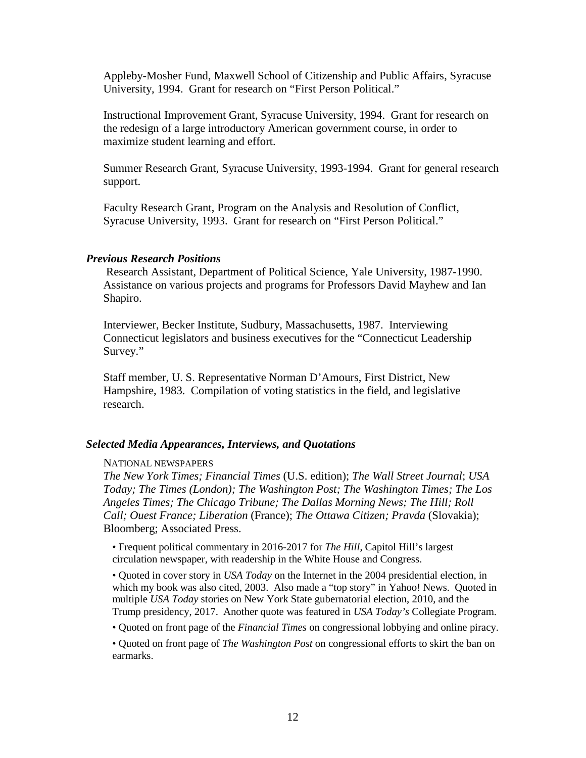Appleby-Mosher Fund, Maxwell School of Citizenship and Public Affairs, Syracuse University, 1994. Grant for research on "First Person Political."

Instructional Improvement Grant, Syracuse University, 1994. Grant for research on the redesign of a large introductory American government course, in order to maximize student learning and effort.

Summer Research Grant, Syracuse University, 1993-1994. Grant for general research support.

Faculty Research Grant, Program on the Analysis and Resolution of Conflict, Syracuse University, 1993. Grant for research on "First Person Political."

### *Previous Research Positions*

Research Assistant, Department of Political Science, Yale University, 1987-1990. Assistance on various projects and programs for Professors David Mayhew and Ian Shapiro.

Interviewer, Becker Institute, Sudbury, Massachusetts, 1987. Interviewing Connecticut legislators and business executives for the "Connecticut Leadership Survey."

Staff member, U. S. Representative Norman D'Amours, First District, New Hampshire, 1983. Compilation of voting statistics in the field, and legislative research.

### *Selected Media Appearances, Interviews, and Quotations*

NATIONAL NEWSPAPERS

*The New York Times; Financial Times* (U.S. edition); *The Wall Street Journal*; *USA Today; The Times (London); The Washington Post; The Washington Times; The Los Angeles Times; The Chicago Tribune; The Dallas Morning News; The Hill; Roll Call; Ouest France; Liberation* (France); *The Ottawa Citizen; Pravda* (Slovakia); Bloomberg; Associated Press.

- Frequent political commentary in 2016-2017 for *The Hill*, Capitol Hill's largest circulation newspaper, with readership in the White House and Congress.
- Quoted in cover story in *USA Today* on the Internet in the 2004 presidential election, in which my book was also cited, 2003. Also made a "top story" in Yahoo! News. Quoted in multiple *USA Today* stories on New York State gubernatorial election, 2010, and the Trump presidency, 2017. Another quote was featured in *USA Today's* Collegiate Program.
- Quoted on front page of the *Financial Times* on congressional lobbying and online piracy.
- Quoted on front page of *The Washington Post* on congressional efforts to skirt the ban on earmarks.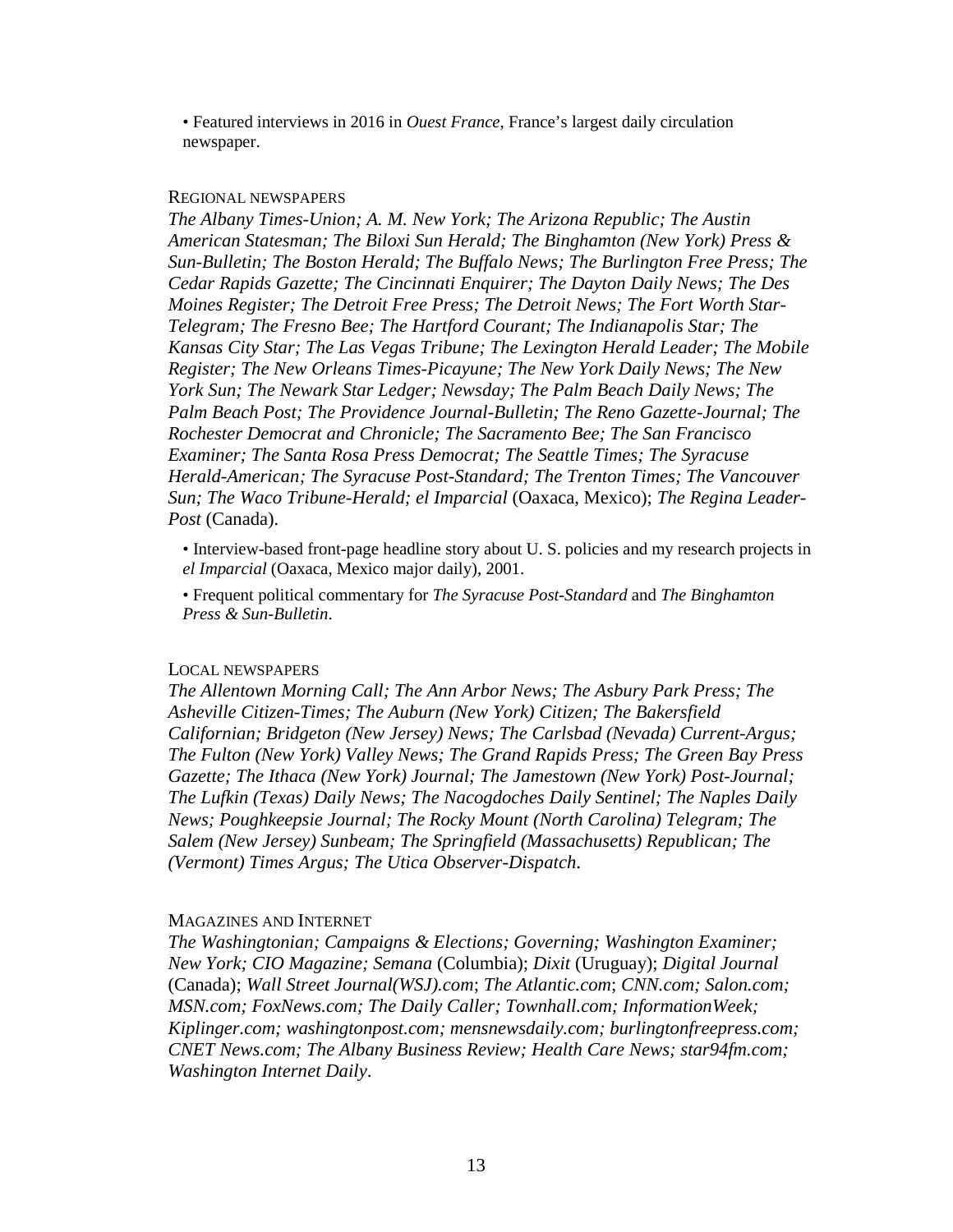- Featured interviews in 2016 in *Ouest France*, France's largest daily circulation newspaper.

REGIONAL NEWSPAPERS

*The Albany Times-Union; A. M. New York; The Arizona Republic; The Austin American Statesman; The Biloxi Sun Herald; The Binghamton (New York) Press & Sun-Bulletin; The Boston Herald; The Buffalo News; The Burlington Free Press; The Cedar Rapids Gazette; The Cincinnati Enquirer; The Dayton Daily News; The Des Moines Register; The Detroit Free Press; The Detroit News; The Fort Worth Star-Telegram; The Fresno Bee; The Hartford Courant; The Indianapolis Star; The Kansas City Star; The Las Vegas Tribune; The Lexington Herald Leader; The Mobile Register; The New Orleans Times-Picayune; The New York Daily News; The New York Sun; The Newark Star Ledger; Newsday; The Palm Beach Daily News; The Palm Beach Post; The Providence Journal-Bulletin; The Reno Gazette-Journal; The Rochester Democrat and Chronicle; The Sacramento Bee; The San Francisco Examiner; The Santa Rosa Press Democrat; The Seattle Times; The Syracuse Herald-American; The Syracuse Post-Standard; The Trenton Times; The Vancouver Sun; The Waco Tribune-Herald; el Imparcial* (Oaxaca, Mexico); *The Regina Leader-Post* (Canada).

- Interview-based front-page headline story about U. S. policies and my research projects in *el Imparcial* (Oaxaca, Mexico major daily), 2001.
- Frequent political commentary for *The Syracuse Post-Standard* and *The Binghamton Press & Sun-Bulletin*.

LOCAL NEWSPAPERS

*The Allentown Morning Call; The Ann Arbor News; The Asbury Park Press; The Asheville Citizen-Times; The Auburn (New York) Citizen; The Bakersfield Californian; Bridgeton (New Jersey) News; The Carlsbad (Nevada) Current-Argus; The Fulton (New York) Valley News; The Grand Rapids Press; The Green Bay Press Gazette; The Ithaca (New York) Journal; The Jamestown (New York) Post-Journal; The Lufkin (Texas) Daily News; The Nacogdoches Daily Sentinel; The Naples Daily News; Poughkeepsie Journal; The Rocky Mount (North Carolina) Telegram; The Salem (New Jersey) Sunbeam; The Springfield (Massachusetts) Republican; The (Vermont) Times Argus; The Utica Observer-Dispatch*.

MAGAZINES AND INTERNET

*The Washingtonian; Campaigns & Elections; Governing; Washington Examiner; New York; CIO Magazine; Semana* (Columbia); *Dixit* (Uruguay); *Digital Journal* (Canada); *Wall Street Journal(WSJ).com*; *The Atlantic.com*; *CNN.com; Salon.com; MSN.com; FoxNews.com; The Daily Caller; Townhall.com; InformationWeek; Kiplinger.com; washingtonpost.com; mensnewsdaily.com; burlingtonfreepress.com; CNET News.com; The Albany Business Review; Health Care News; star94fm.com; Washington Internet Daily*.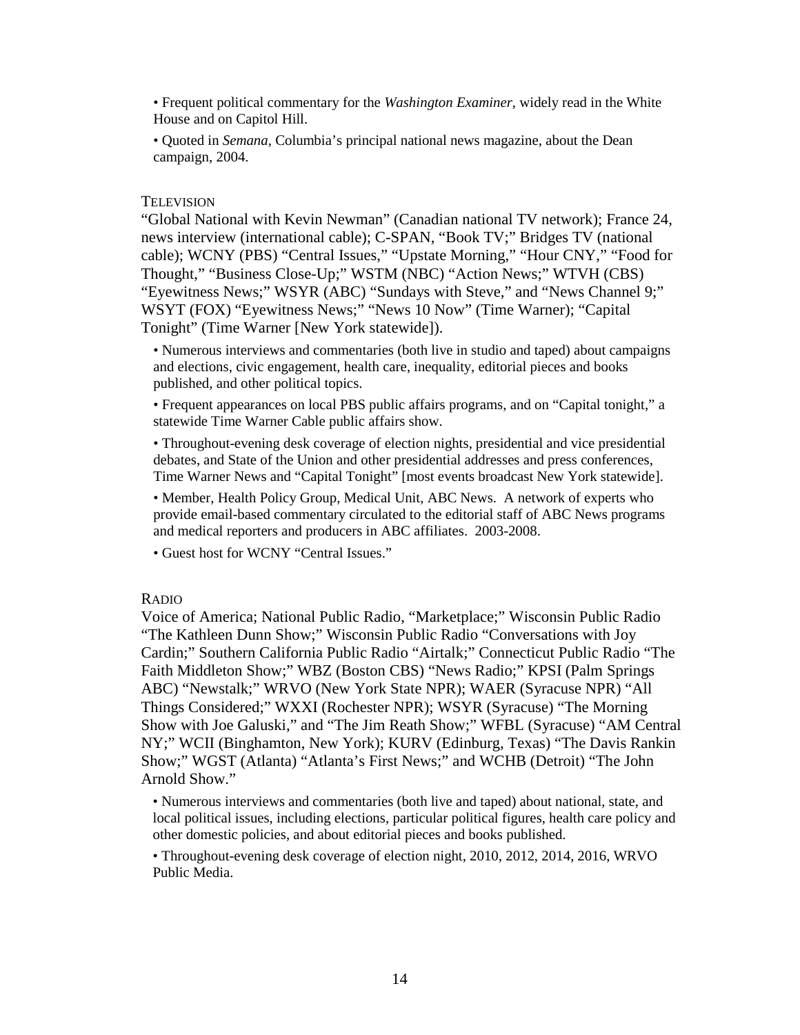- Frequent political commentary for the *Washington Examiner*, widely read in the White House and on Capitol Hill.
- Quoted in *Semana*, Columbia's principal national news magazine, about the Dean campaign, 2004.

### TELEVISION

"Global National with Kevin Newman" (Canadian national TV network); France 24, news interview (international cable); C-SPAN, "Book TV;" Bridges TV (national cable); WCNY (PBS) "Central Issues," "Upstate Morning," "Hour CNY," "Food for Thought," "Business Close-Up;" WSTM (NBC) "Action News;" WTVH (CBS) "Eyewitness News;" WSYR (ABC) "Sundays with Steve," and "News Channel 9;" WSYT (FOX) "Eyewitness News;" "News 10 Now" (Time Warner); "Capital Tonight" (Time Warner [New York statewide]).

- Numerous interviews and commentaries (both live in studio and taped) about campaigns and elections, civic engagement, health care, inequality, editorial pieces and books published, and other political topics.
- Frequent appearances on local PBS public affairs programs, and on "Capital tonight," a statewide Time Warner Cable public affairs show.
- Throughout-evening desk coverage of election nights, presidential and vice presidential debates, and State of the Union and other presidential addresses and press conferences, Time Warner News and "Capital Tonight" [most events broadcast New York statewide].
- Member, Health Policy Group, Medical Unit, ABC News. A network of experts who provide email-based commentary circulated to the editorial staff of ABC News programs and medical reporters and producers in ABC affiliates. 2003-2008.
- Guest host for WCNY "Central Issues."

### RADIO

Voice of America; National Public Radio, "Marketplace;" Wisconsin Public Radio "The Kathleen Dunn Show;" Wisconsin Public Radio "Conversations with Joy Cardin;" Southern California Public Radio "Airtalk;" Connecticut Public Radio "The Faith Middleton Show;" WBZ (Boston CBS) "News Radio;" KPSI (Palm Springs ABC) "Newstalk;" WRVO (New York State NPR); WAER (Syracuse NPR) "All Things Considered;" WXXI (Rochester NPR); WSYR (Syracuse) "The Morning Show with Joe Galuski," and "The Jim Reath Show;" WFBL (Syracuse) "AM Central NY;" WCII (Binghamton, New York); KURV (Edinburg, Texas) "The Davis Rankin Show;" WGST (Atlanta) "Atlanta's First News;" and WCHB (Detroit) "The John Arnold Show."

- Numerous interviews and commentaries (both live and taped) about national, state, and local political issues, including elections, particular political figures, health care policy and other domestic policies, and about editorial pieces and books published.
- Throughout-evening desk coverage of election night, 2010, 2012, 2014, 2016, WRVO Public Media.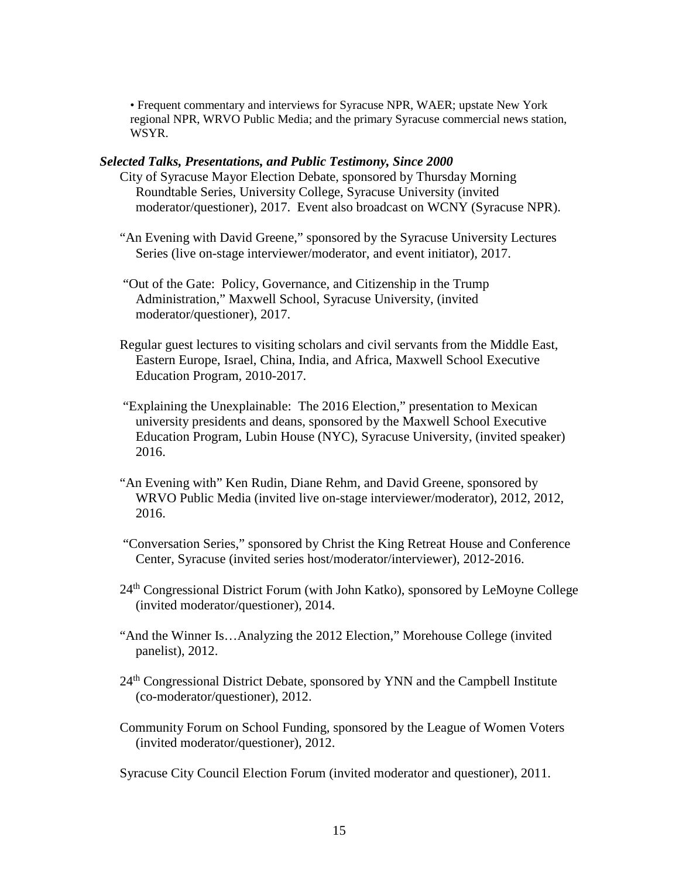• Frequent commentary and interviews for Syracuse NPR, WAER; upstate New York regional NPR, WRVO Public Media; and the primary Syracuse commercial news station, WSYR.

***Selected Talks, Presentations, and Public Testimony, Since 2000***

City of Syracuse Mayor Election Debate, sponsored by Thursday Morning Roundtable Series, University College, Syracuse University (invited moderator/questioner), 2017. Event also broadcast on WCNY (Syracuse NPR).

"An Evening with David Greene," sponsored by the Syracuse University Lectures Series (live on-stage interviewer/moderator, and event initiator), 2017.

"Out of the Gate: Policy, Governance, and Citizenship in the Trump Administration," Maxwell School, Syracuse University, (invited moderator/questioner), 2017.

Regular guest lectures to visiting scholars and civil servants from the Middle East, Eastern Europe, Israel, China, India, and Africa, Maxwell School Executive Education Program, 2010-2017.

"Explaining the Unexplainable: The 2016 Election," presentation to Mexican university presidents and deans, sponsored by the Maxwell School Executive Education Program, Lubin House (NYC), Syracuse University, (invited speaker) 2016.

"An Evening with" Ken Rudin, Diane Rehm, and David Greene, sponsored by WRVO Public Media (invited live on-stage interviewer/moderator), 2012, 2012, 2016.

"Conversation Series," sponsored by Christ the King Retreat House and Conference Center, Syracuse (invited series host/moderator/interviewer), 2012-2016.

24th Congressional District Forum (with John Katko), sponsored by LeMoyne College (invited moderator/questioner), 2014.

"And the Winner Is…Analyzing the 2012 Election," Morehouse College (invited panelist), 2012.

24th Congressional District Debate, sponsored by YNN and the Campbell Institute (co-moderator/questioner), 2012.

Community Forum on School Funding, sponsored by the League of Women Voters (invited moderator/questioner), 2012.

Syracuse City Council Election Forum (invited moderator and questioner), 2011.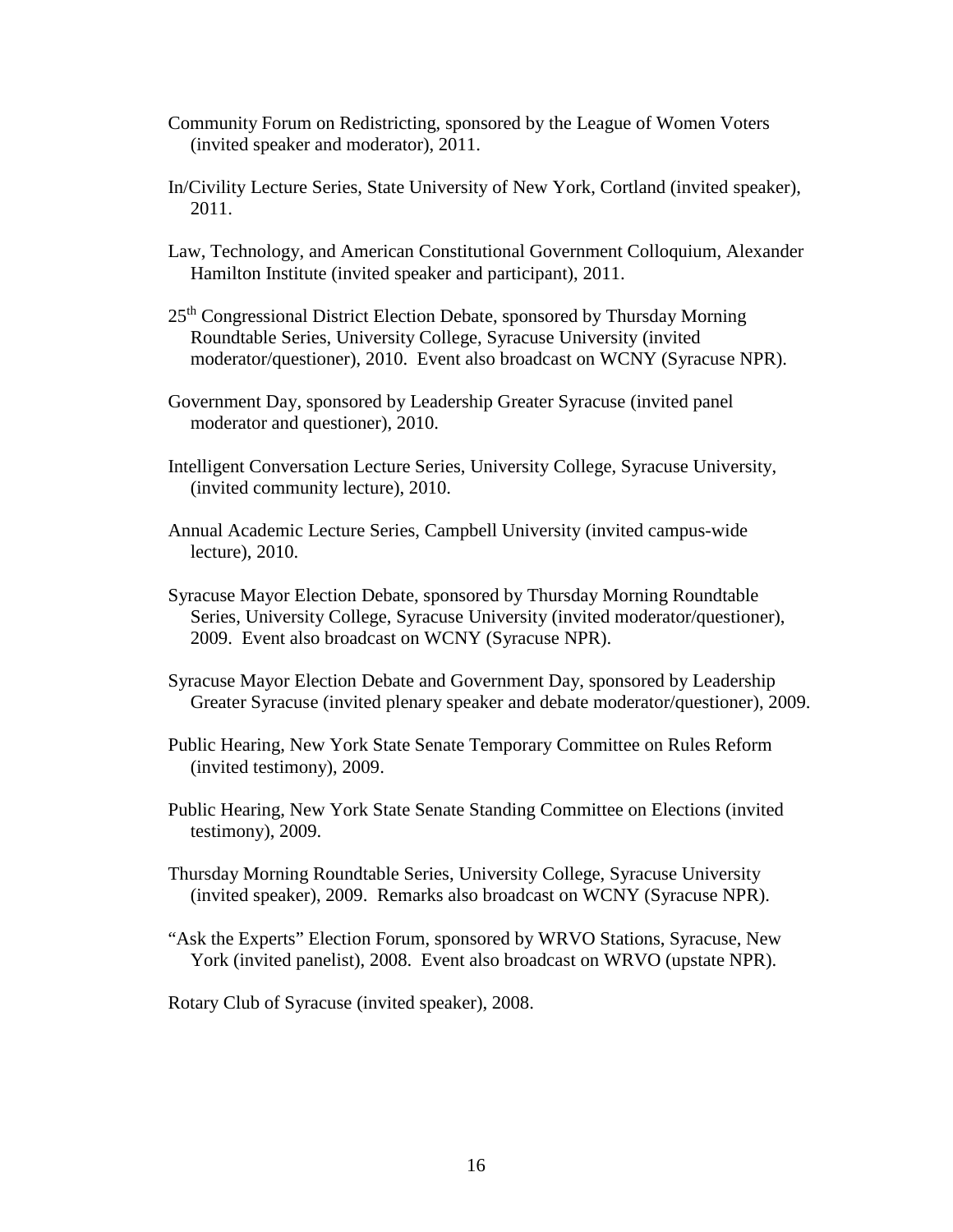Community Forum on Redistricting, sponsored by the League of Women Voters (invited speaker and moderator), 2011.

In/Civility Lecture Series, State University of New York, Cortland (invited speaker), 2011.

Law, Technology, and American Constitutional Government Colloquium, Alexander Hamilton Institute (invited speaker and participant), 2011.

25th Congressional District Election Debate, sponsored by Thursday Morning Roundtable Series, University College, Syracuse University (invited moderator/questioner), 2010. Event also broadcast on WCNY (Syracuse NPR).

Government Day, sponsored by Leadership Greater Syracuse (invited panel moderator and questioner), 2010.

Intelligent Conversation Lecture Series, University College, Syracuse University, (invited community lecture), 2010.

Annual Academic Lecture Series, Campbell University (invited campus-wide lecture), 2010.

Syracuse Mayor Election Debate, sponsored by Thursday Morning Roundtable Series, University College, Syracuse University (invited moderator/questioner), 2009. Event also broadcast on WCNY (Syracuse NPR).

Syracuse Mayor Election Debate and Government Day, sponsored by Leadership Greater Syracuse (invited plenary speaker and debate moderator/questioner), 2009.

Public Hearing, New York State Senate Temporary Committee on Rules Reform (invited testimony), 2009.

Public Hearing, New York State Senate Standing Committee on Elections (invited testimony), 2009.

Thursday Morning Roundtable Series, University College, Syracuse University (invited speaker), 2009. Remarks also broadcast on WCNY (Syracuse NPR).

"Ask the Experts" Election Forum, sponsored by WRVO Stations, Syracuse, New York (invited panelist), 2008. Event also broadcast on WRVO (upstate NPR).

Rotary Club of Syracuse (invited speaker), 2008.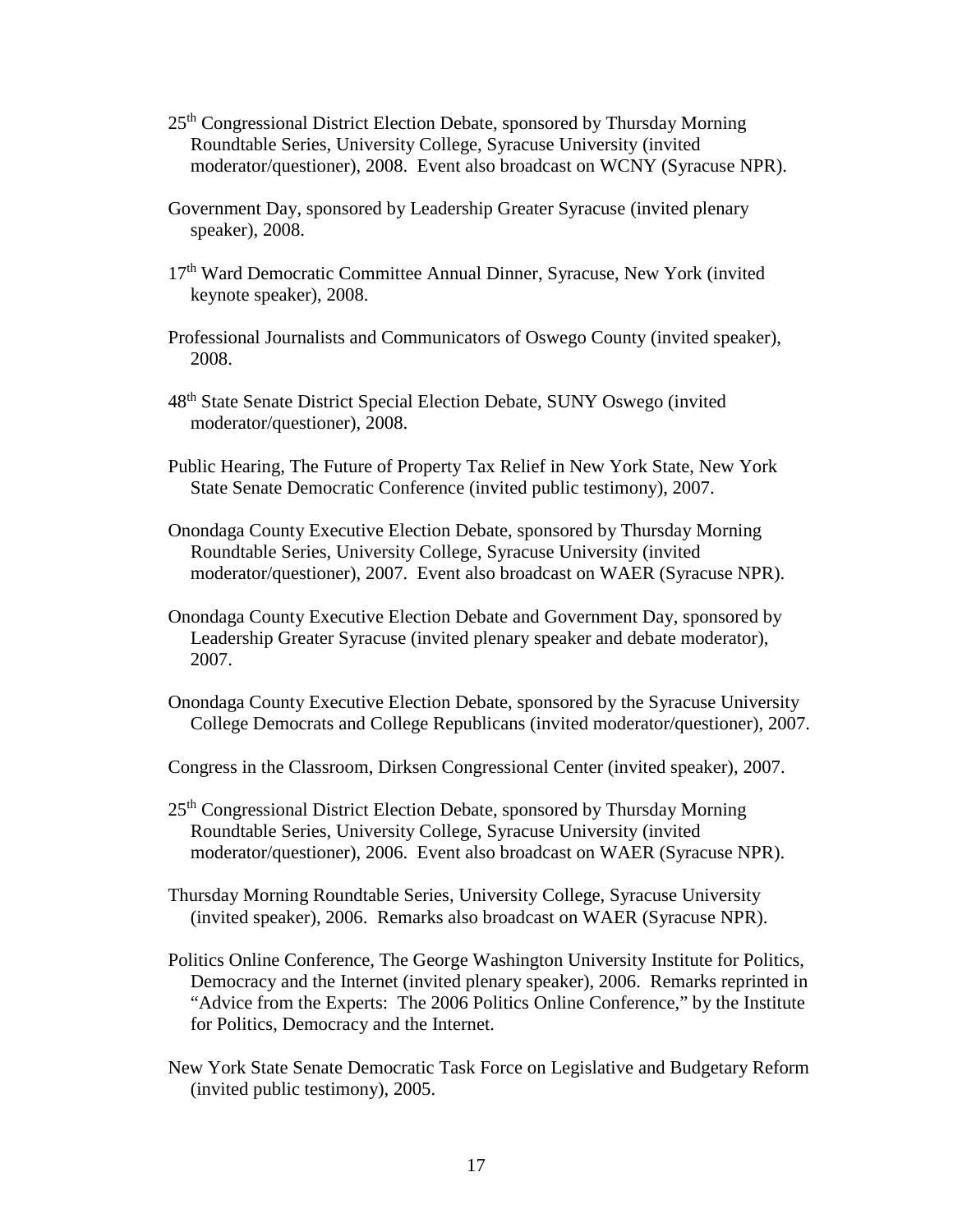25th Congressional District Election Debate, sponsored by Thursday Morning Roundtable Series, University College, Syracuse University (invited moderator/questioner), 2008. Event also broadcast on WCNY (Syracuse NPR).

Government Day, sponsored by Leadership Greater Syracuse (invited plenary speaker), 2008.

17th Ward Democratic Committee Annual Dinner, Syracuse, New York (invited keynote speaker), 2008.

Professional Journalists and Communicators of Oswego County (invited speaker), 2008.

48th State Senate District Special Election Debate, SUNY Oswego (invited moderator/questioner), 2008.

Public Hearing, The Future of Property Tax Relief in New York State, New York State Senate Democratic Conference (invited public testimony), 2007.

Onondaga County Executive Election Debate, sponsored by Thursday Morning Roundtable Series, University College, Syracuse University (invited moderator/questioner), 2007. Event also broadcast on WAER (Syracuse NPR).

Onondaga County Executive Election Debate and Government Day, sponsored by Leadership Greater Syracuse (invited plenary speaker and debate moderator), 2007.

Onondaga County Executive Election Debate, sponsored by the Syracuse University College Democrats and College Republicans (invited moderator/questioner), 2007.

Congress in the Classroom, Dirksen Congressional Center (invited speaker), 2007.

25th Congressional District Election Debate, sponsored by Thursday Morning Roundtable Series, University College, Syracuse University (invited moderator/questioner), 2006. Event also broadcast on WAER (Syracuse NPR).

Thursday Morning Roundtable Series, University College, Syracuse University (invited speaker), 2006. Remarks also broadcast on WAER (Syracuse NPR).

Politics Online Conference, The George Washington University Institute for Politics, Democracy and the Internet (invited plenary speaker), 2006. Remarks reprinted in "Advice from the Experts: The 2006 Politics Online Conference," by the Institute for Politics, Democracy and the Internet.

New York State Senate Democratic Task Force on Legislative and Budgetary Reform (invited public testimony), 2005.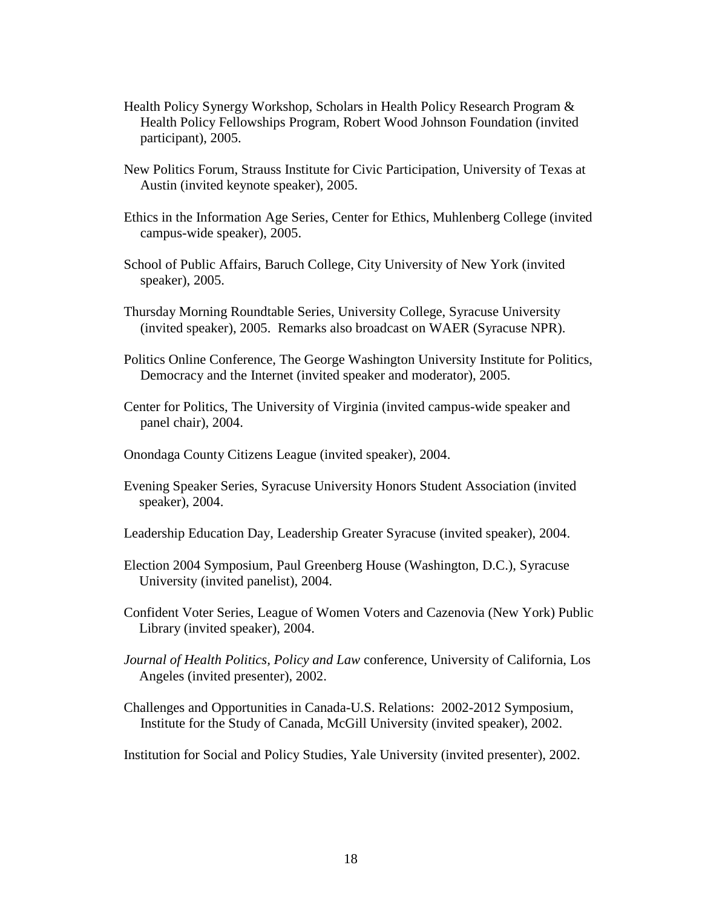Health Policy Synergy Workshop, Scholars in Health Policy Research Program & Health Policy Fellowships Program, Robert Wood Johnson Foundation (invited participant), 2005.

New Politics Forum, Strauss Institute for Civic Participation, University of Texas at Austin (invited keynote speaker), 2005.

Ethics in the Information Age Series, Center for Ethics, Muhlenberg College (invited campus-wide speaker), 2005.

School of Public Affairs, Baruch College, City University of New York (invited speaker), 2005.

Thursday Morning Roundtable Series, University College, Syracuse University (invited speaker), 2005. Remarks also broadcast on WAER (Syracuse NPR).

Politics Online Conference, The George Washington University Institute for Politics, Democracy and the Internet (invited speaker and moderator), 2005.

Center for Politics, The University of Virginia (invited campus-wide speaker and panel chair), 2004.

Onondaga County Citizens League (invited speaker), 2004.

Evening Speaker Series, Syracuse University Honors Student Association (invited speaker), 2004.

Leadership Education Day, Leadership Greater Syracuse (invited speaker), 2004.

Election 2004 Symposium, Paul Greenberg House (Washington, D.C.), Syracuse University (invited panelist), 2004.

Confident Voter Series, League of Women Voters and Cazenovia (New York) Public Library (invited speaker), 2004.

*Journal of Health Politics, Policy and Law* conference, University of California, Los Angeles (invited presenter), 2002.

Challenges and Opportunities in Canada-U.S. Relations: 2002-2012 Symposium, Institute for the Study of Canada, McGill University (invited speaker), 2002.

Institution for Social and Policy Studies, Yale University (invited presenter), 2002.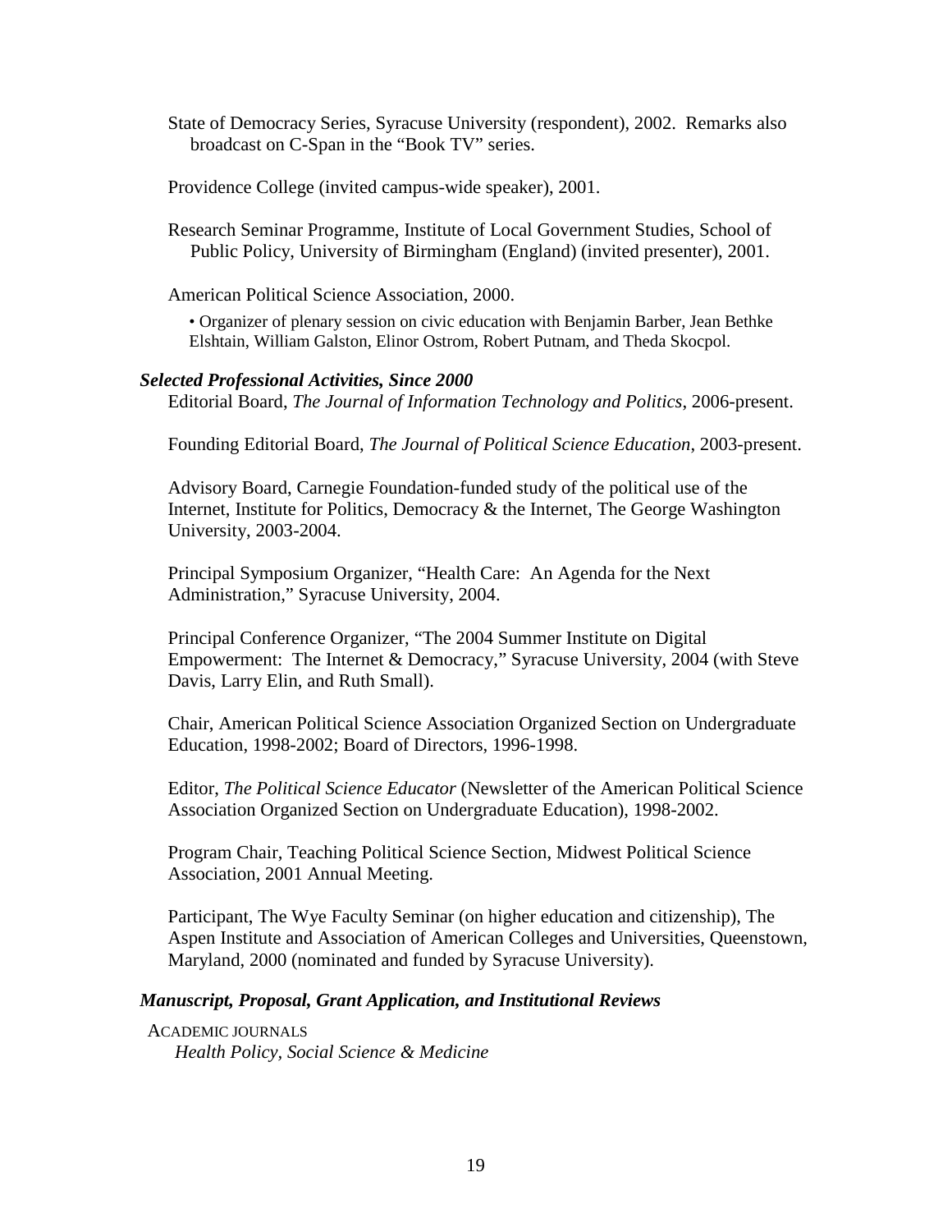State of Democracy Series, Syracuse University (respondent), 2002. Remarks also broadcast on C-Span in the "Book TV" series.

Providence College (invited campus-wide speaker), 2001.

Research Seminar Programme, Institute of Local Government Studies, School of Public Policy, University of Birmingham (England) (invited presenter), 2001.

American Political Science Association, 2000.

- Organizer of plenary session on civic education with Benjamin Barber, Jean Bethke Elshtain, William Galston, Elinor Ostrom, Robert Putnam, and Theda Skocpol.

### *Selected Professional Activities, Since 2000*

Editorial Board, *The Journal of Information Technology and Politics*, 2006-present.

Founding Editorial Board, *The Journal of Political Science Education*, 2003-present.

Advisory Board, Carnegie Foundation-funded study of the political use of the Internet, Institute for Politics, Democracy & the Internet, The George Washington University, 2003-2004.

Principal Symposium Organizer, "Health Care: An Agenda for the Next Administration," Syracuse University, 2004.

Principal Conference Organizer, "The 2004 Summer Institute on Digital Empowerment: The Internet & Democracy," Syracuse University, 2004 (with Steve Davis, Larry Elin, and Ruth Small).

Chair, American Political Science Association Organized Section on Undergraduate Education, 1998-2002; Board of Directors, 1996-1998.

Editor, *The Political Science Educator* (Newsletter of the American Political Science Association Organized Section on Undergraduate Education), 1998-2002.

Program Chair, Teaching Political Science Section, Midwest Political Science Association, 2001 Annual Meeting.

Participant, The Wye Faculty Seminar (on higher education and citizenship), The Aspen Institute and Association of American Colleges and Universities, Queenstown, Maryland, 2000 (nominated and funded by Syracuse University).

### *Manuscript, Proposal, Grant Application, and Institutional Reviews*

ACADEMIC JOURNALS

*Health Policy, Social Science & Medicine*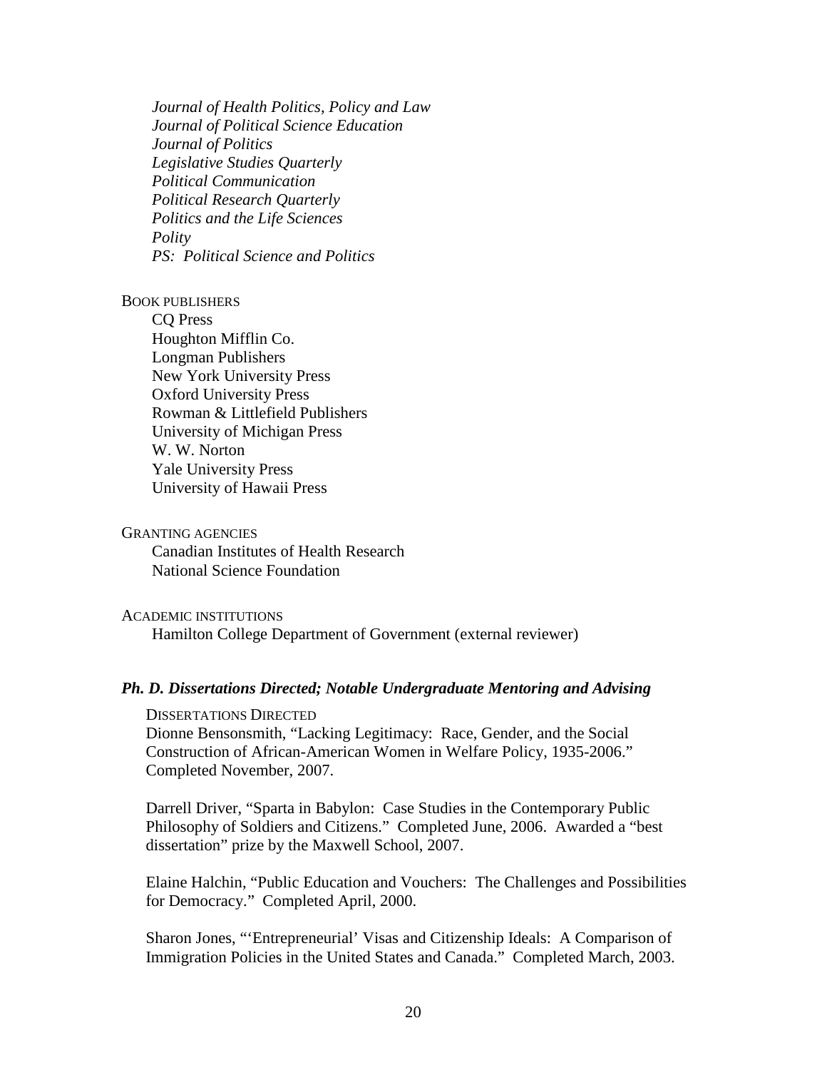*Journal of Health Politics, Policy and Law*
*Journal of Political Science Education*
*Journal of Politics*
*Legislative Studies Quarterly*
*Political Communication*
*Political Research Quarterly*
*Politics and the Life Sciences*
*Polity*
*PS: Political Science and Politics*

BOOK PUBLISHERS

CQ Press
Houghton Mifflin Co.
Longman Publishers
New York University Press
Oxford University Press
Rowman & Littlefield Publishers
University of Michigan Press
W. W. Norton
Yale University Press
University of Hawaii Press

GRANTING AGENCIES

Canadian Institutes of Health Research
National Science Foundation

ACADEMIC INSTITUTIONS

Hamilton College Department of Government (external reviewer)

### *Ph. D. Dissertations Directed; Notable Undergraduate Mentoring and Advising*

DISSERTATIONS DIRECTED

Dionne Bensonsmith, "Lacking Legitimacy: Race, Gender, and the Social Construction of African-American Women in Welfare Policy, 1935-2006." Completed November, 2007.

Darrell Driver, "Sparta in Babylon: Case Studies in the Contemporary Public Philosophy of Soldiers and Citizens." Completed June, 2006. Awarded a "best dissertation" prize by the Maxwell School, 2007.

Elaine Halchin, "Public Education and Vouchers: The Challenges and Possibilities for Democracy." Completed April, 2000.

Sharon Jones, "'Entrepreneurial' Visas and Citizenship Ideals: A Comparison of Immigration Policies in the United States and Canada." Completed March, 2003.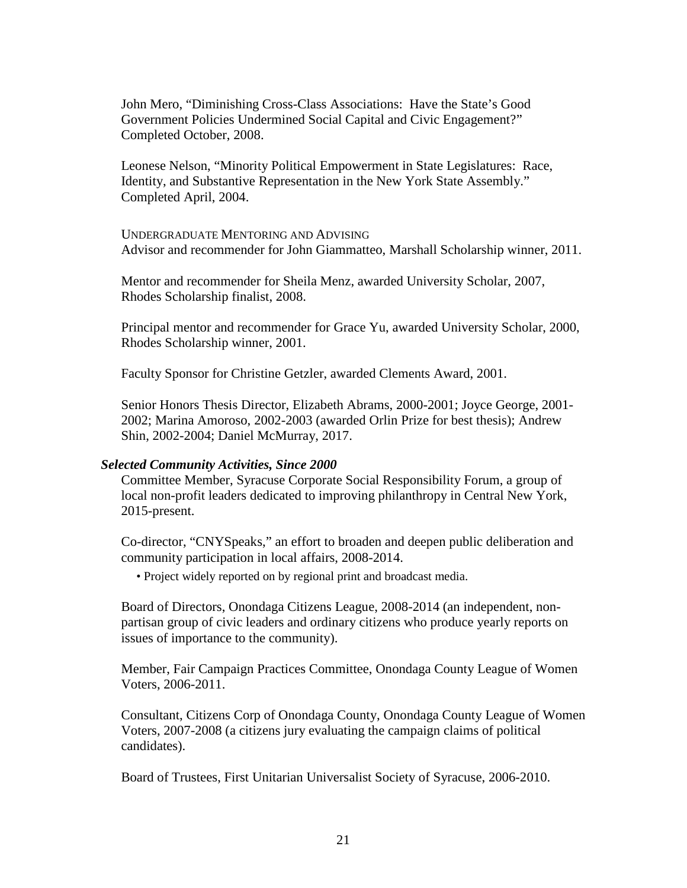John Mero, "Diminishing Cross-Class Associations: Have the State's Good Government Policies Undermined Social Capital and Civic Engagement?" Completed October, 2008.

Leonese Nelson, "Minority Political Empowerment in State Legislatures: Race, Identity, and Substantive Representation in the New York State Assembly." Completed April, 2004.

UNDERGRADUATE MENTORING AND ADVISING

Advisor and recommender for John Giammatteo, Marshall Scholarship winner, 2011.

Mentor and recommender for Sheila Menz, awarded University Scholar, 2007, Rhodes Scholarship finalist, 2008.

Principal mentor and recommender for Grace Yu, awarded University Scholar, 2000, Rhodes Scholarship winner, 2001.

Faculty Sponsor for Christine Getzler, awarded Clements Award, 2001.

Senior Honors Thesis Director, Elizabeth Abrams, 2000-2001; Joyce George, 2001-2002; Marina Amoroso, 2002-2003 (awarded Orlin Prize for best thesis); Andrew Shin, 2002-2004; Daniel McMurray, 2017.

***Selected Community Activities, Since 2000***

Committee Member, Syracuse Corporate Social Responsibility Forum, a group of local non-profit leaders dedicated to improving philanthropy in Central New York, 2015-present.

Co-director, "CNYSpeaks," an effort to broaden and deepen public deliberation and community participation in local affairs, 2008-2014.

- Project widely reported on by regional print and broadcast media.

Board of Directors, Onondaga Citizens League, 2008-2014 (an independent, non-partisan group of civic leaders and ordinary citizens who produce yearly reports on issues of importance to the community).

Member, Fair Campaign Practices Committee, Onondaga County League of Women Voters, 2006-2011.

Consultant, Citizens Corp of Onondaga County, Onondaga County League of Women Voters, 2007-2008 (a citizens jury evaluating the campaign claims of political candidates).

Board of Trustees, First Unitarian Universalist Society of Syracuse, 2006-2010.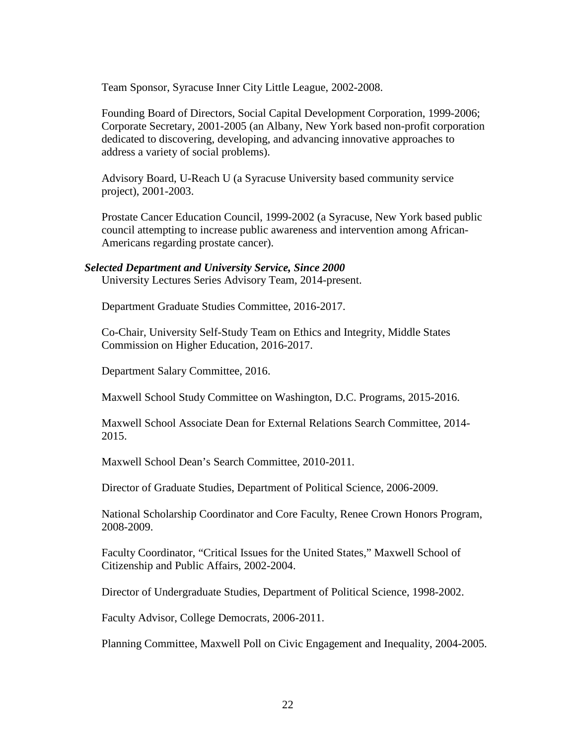Team Sponsor, Syracuse Inner City Little League, 2002-2008.

Founding Board of Directors, Social Capital Development Corporation, 1999-2006; Corporate Secretary, 2001-2005 (an Albany, New York based non-profit corporation dedicated to discovering, developing, and advancing innovative approaches to address a variety of social problems).

Advisory Board, U-Reach U (a Syracuse University based community service project), 2001-2003.

Prostate Cancer Education Council, 1999-2002 (a Syracuse, New York based public council attempting to increase public awareness and intervention among African-Americans regarding prostate cancer).

***Selected Department and University Service, Since 2000***

University Lectures Series Advisory Team, 2014-present.

Department Graduate Studies Committee, 2016-2017.

Co-Chair, University Self-Study Team on Ethics and Integrity, Middle States Commission on Higher Education, 2016-2017.

Department Salary Committee, 2016.

Maxwell School Study Committee on Washington, D.C. Programs, 2015-2016.

Maxwell School Associate Dean for External Relations Search Committee, 2014-2015.

Maxwell School Dean's Search Committee, 2010-2011.

Director of Graduate Studies, Department of Political Science, 2006-2009.

National Scholarship Coordinator and Core Faculty, Renee Crown Honors Program, 2008-2009.

Faculty Coordinator, "Critical Issues for the United States," Maxwell School of Citizenship and Public Affairs, 2002-2004.

Director of Undergraduate Studies, Department of Political Science, 1998-2002.

Faculty Advisor, College Democrats, 2006-2011.

Planning Committee, Maxwell Poll on Civic Engagement and Inequality, 2004-2005.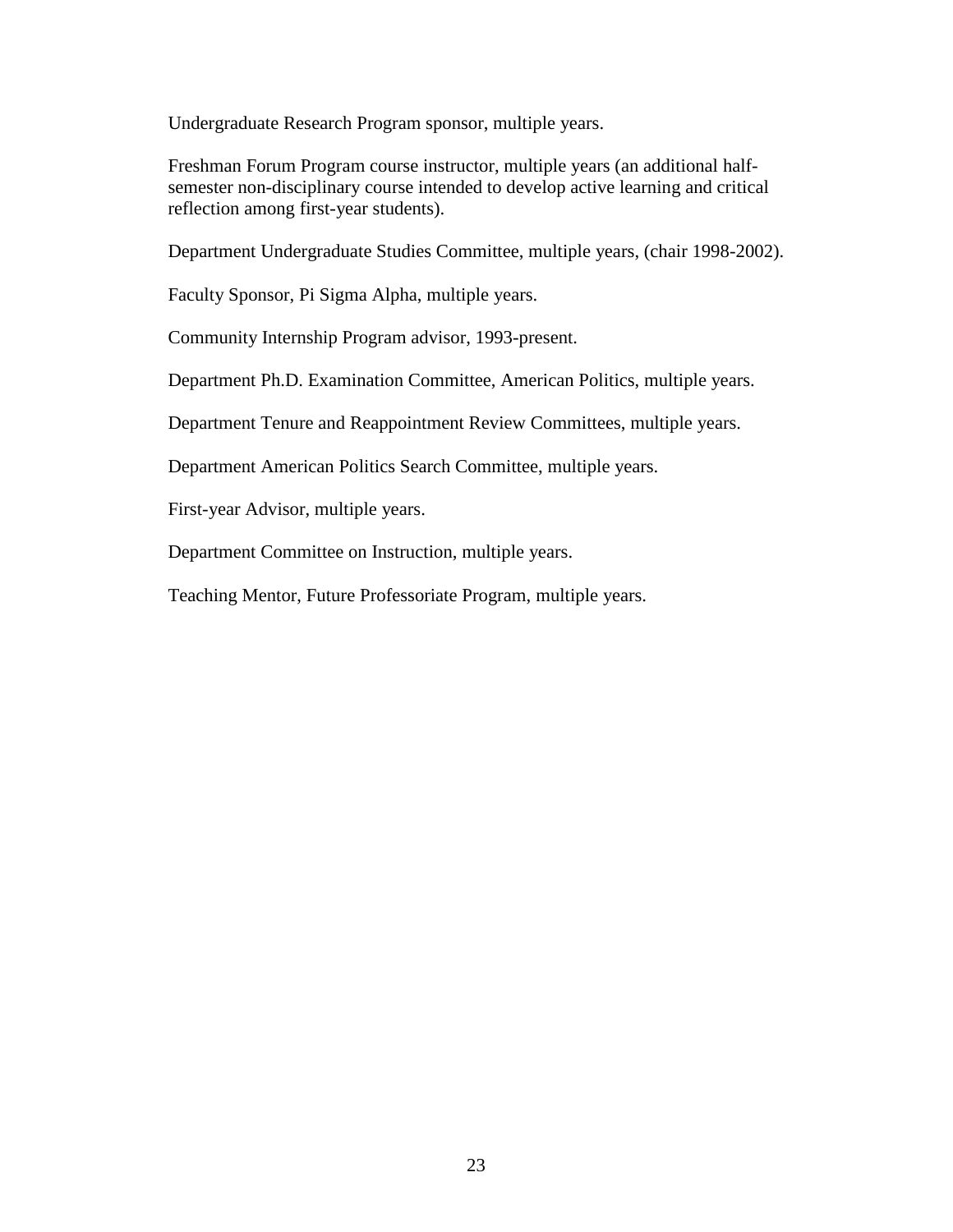Undergraduate Research Program sponsor, multiple years.

Freshman Forum Program course instructor, multiple years (an additional half-semester non-disciplinary course intended to develop active learning and critical reflection among first-year students).

Department Undergraduate Studies Committee, multiple years, (chair 1998-2002).

Faculty Sponsor, Pi Sigma Alpha, multiple years.

Community Internship Program advisor, 1993-present.

Department Ph.D. Examination Committee, American Politics, multiple years.

Department Tenure and Reappointment Review Committees, multiple years.

Department American Politics Search Committee, multiple years.

First-year Advisor, multiple years.

Department Committee on Instruction, multiple years.

Teaching Mentor, Future Professoriate Program, multiple years.